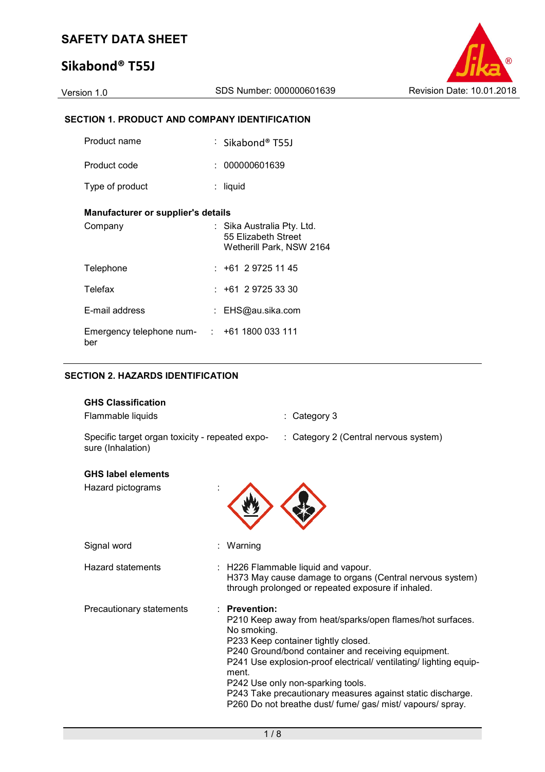# SAFETY DATA SHEET

## Sikabond® T55J

Version 1.0 | SDS Number: 000000601639 | Revision Date: 10.01.2018

### SECTION 1. PRODUCT AND COMPANY IDENTIFICATION

| | | |
|---|---|---|
| Product name | : | Sikabond® T55J |
| Product code | : | 000000601639 |
| Type of product | : | liquid |

**Manufacturer or supplier's details**

| | | |
|---|---|---|
| Company | : | Sika Australia Pty. Ltd.<br>55 Elizabeth Street<br>Wetherill Park, NSW 2164 |
| Telephone | : | +61 2 9725 11 45 |
| Telefax | : | +61 2 9725 33 30 |
| E-mail address | : | EHS@au.sika.com |
| Emergency telephone number | : | +61 1800 033 111 |

### SECTION 2. HAZARDS IDENTIFICATION

**GHS Classification**

| | | |
|---|---|---|
| Flammable liquids | : | Category 3 |
| Specific target organ toxicity - repeated exposure (Inhalation) | : | Category 2 (Central nervous system) |

**GHS label elements**

Hazard pictograms :

Signal word : Warning

Hazard statements : H226 Flammable liquid and vapour.
H373 May cause damage to organs (Central nervous system) through prolonged or repeated exposure if inhaled.

Precautionary statements : **Prevention:**
P210 Keep away from heat/sparks/open flames/hot surfaces. No smoking.
P233 Keep container tightly closed.
P240 Ground/bond container and receiving equipment.
P241 Use explosion-proof electrical/ ventilating/ lighting equipment.
P242 Use only non-sparking tools.
P243 Take precautionary measures against static discharge.
P260 Do not breathe dust/ fume/ gas/ mist/ vapours/ spray.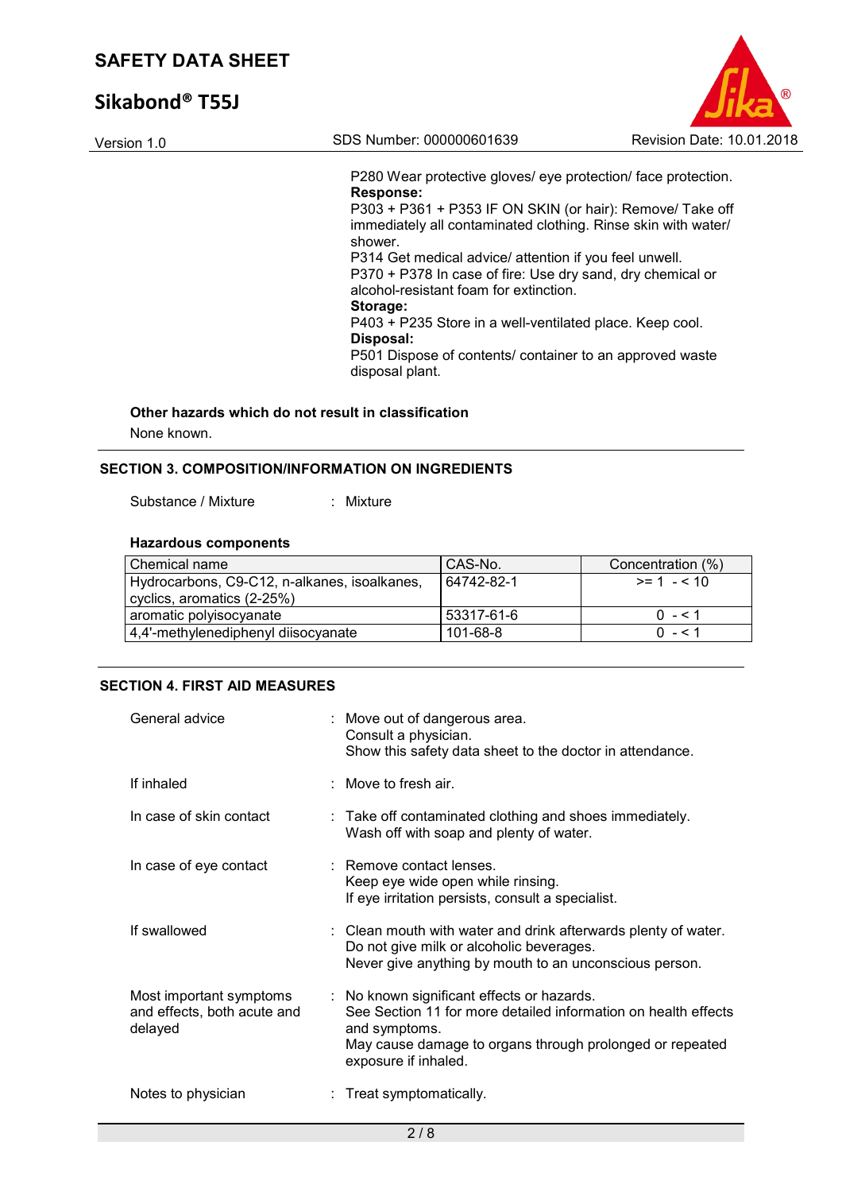P280 Wear protective gloves/ eye protection/ face protection.

**Response:**

P303 + P361 + P353 IF ON SKIN (or hair): Remove/ Take off immediately all contaminated clothing. Rinse skin with water/ shower.

P314 Get medical advice/ attention if you feel unwell.

P370 + P378 In case of fire: Use dry sand, dry chemical or alcohol-resistant foam for extinction.

**Storage:**

P403 + P235 Store in a well-ventilated place. Keep cool.

**Disposal:**

P501 Dispose of contents/ container to an approved waste disposal plant.

**Other hazards which do not result in classification**

None known.

## SECTION 3. COMPOSITION/INFORMATION ON INGREDIENTS

Substance / Mixture : Mixture

**Hazardous components**

| Chemical name | CAS-No. | Concentration (%) |
|---|---|---|
| Hydrocarbons, C9-C12, n-alkanes, isoalkanes, cyclics, aromatics (2-25%) | 64742-82-1 | >= 1 - < 10 |
| aromatic polyisocyanate | 53317-61-6 | 0 - < 1 |
| 4,4'-methylenediphenyl diisocyanate | 101-68-8 | 0 - < 1 |

## SECTION 4. FIRST AID MEASURES

General advice : Move out of dangerous area.
Consult a physician.
Show this safety data sheet to the doctor in attendance.

If inhaled : Move to fresh air.

In case of skin contact : Take off contaminated clothing and shoes immediately.
Wash off with soap and plenty of water.

In case of eye contact : Remove contact lenses.
Keep eye wide open while rinsing.
If eye irritation persists, consult a specialist.

If swallowed : Clean mouth with water and drink afterwards plenty of water.
Do not give milk or alcoholic beverages.
Never give anything by mouth to an unconscious person.

Most important symptoms and effects, both acute and delayed : No known significant effects or hazards.
See Section 11 for more detailed information on health effects and symptoms.
May cause damage to organs through prolonged or repeated exposure if inhaled.

Notes to physician : Treat symptomatically.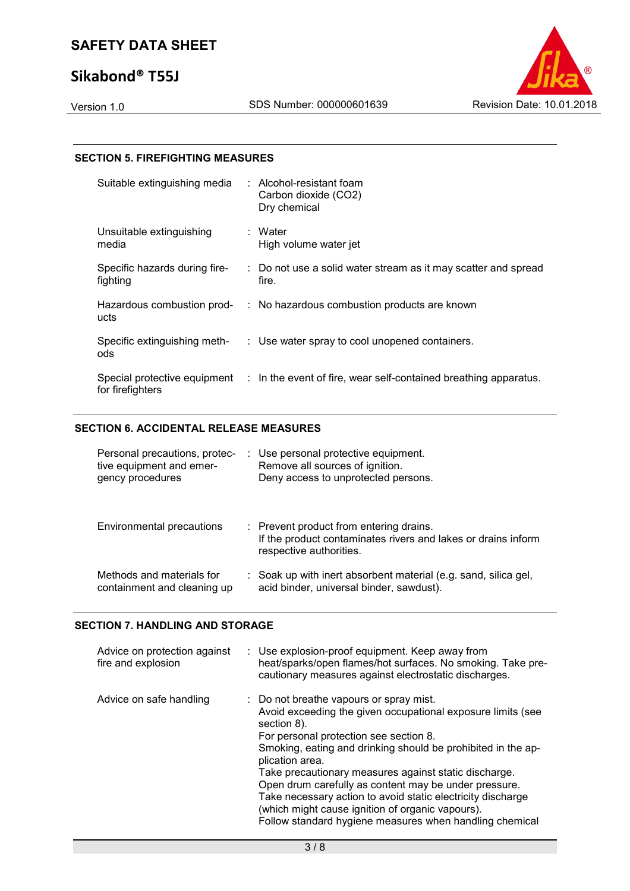## SECTION 5. FIREFIGHTING MEASURES

| | |
|---|---|
| Suitable extinguishing media | : Alcohol-resistant foam<br>Carbon dioxide ($CO_2$)<br>Dry chemical |
| Unsuitable extinguishing media | : Water<br>High volume water jet |
| Specific hazards during fire-fighting | : Do not use a solid water stream as it may scatter and spread fire. |
| Hazardous combustion products | : No hazardous combustion products are known |
| Specific extinguishing methods | : Use water spray to cool unopened containers. |
| Special protective equipment for firefighters | : In the event of fire, wear self-contained breathing apparatus. |

## SECTION 6. ACCIDENTAL RELEASE MEASURES

| | |
|---|---|
| Personal precautions, protective equipment and emergency procedures | : Use personal protective equipment.<br>Remove all sources of ignition.<br>Deny access to unprotected persons. |
| Environmental precautions | : Prevent product from entering drains.<br>If the product contaminates rivers and lakes or drains inform respective authorities. |
| Methods and materials for containment and cleaning up | : Soak up with inert absorbent material (e.g. sand, silica gel, acid binder, universal binder, sawdust). |

## SECTION 7. HANDLING AND STORAGE

| | |
|---|---|
| Advice on protection against fire and explosion | : Use explosion-proof equipment. Keep away from heat/sparks/open flames/hot surfaces. No smoking. Take precautionary measures against electrostatic discharges. |
| Advice on safe handling | : Do not breathe vapours or spray mist.<br>Avoid exceeding the given occupational exposure limits (see section 8).<br>For personal protection see section 8.<br>Smoking, eating and drinking should be prohibited in the application area.<br>Take precautionary measures against static discharge.<br>Open drum carefully as content may be under pressure.<br>Take necessary action to avoid static electricity discharge (which might cause ignition of organic vapours).<br>Follow standard hygiene measures when handling chemical |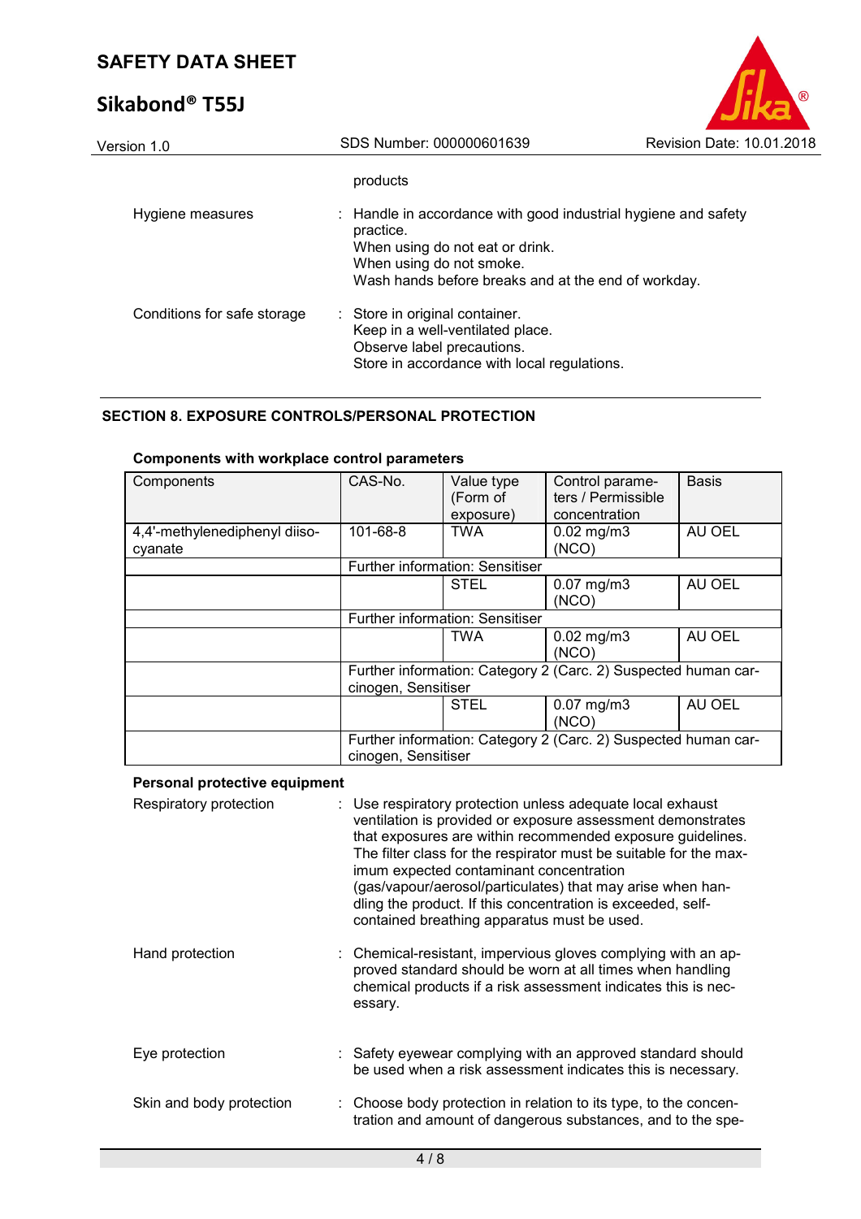products

Hygiene measures : Handle in accordance with good industrial hygiene and safety practice.
When using do not eat or drink.
When using do not smoke.
Wash hands before breaks and at the end of workday.

Conditions for safe storage : Store in original container.
Keep in a well-ventilated place.
Observe label precautions.
Store in accordance with local regulations.

## SECTION 8. EXPOSURE CONTROLS/PERSONAL PROTECTION

### Components with workplace control parameters

| Components | CAS-No. | Value type (Form of exposure) | Control parameters / Permissible concentration | Basis |
|---|---|---|---|---|
| 4,4'-methylenediphenyl diisocyanate | 101-68-8 | TWA | 0.02 mg/m3 (NCO) | AU OEL |
| | Further information: Sensitiser | | | |
| | | STEL | 0.07 mg/m3 (NCO) | AU OEL |
| | Further information: Sensitiser | | | |
| | | TWA | 0.02 mg/m3 (NCO) | AU OEL |
| | Further information: Category 2 (Carc. 2) Suspected human carcinogen, Sensitiser | | | |
| | | STEL | 0.07 mg/m3 (NCO) | AU OEL |
| | Further information: Category 2 (Carc. 2) Suspected human carcinogen, Sensitiser | | | |

### Personal protective equipment

Respiratory protection : Use respiratory protection unless adequate local exhaust ventilation is provided or exposure assessment demonstrates that exposures are within recommended exposure guidelines.
The filter class for the respirator must be suitable for the maximum expected contaminant concentration (gas/vapour/aerosol/particulates) that may arise when handling the product. If this concentration is exceeded, self-contained breathing apparatus must be used.

Hand protection : Chemical-resistant, impervious gloves complying with an approved standard should be worn at all times when handling chemical products if a risk assessment indicates this is necessary.

Eye protection : Safety eyewear complying with an approved standard should be used when a risk assessment indicates this is necessary.

Skin and body protection : Choose body protection in relation to its type, to the concentration and amount of dangerous substances, and to the spe-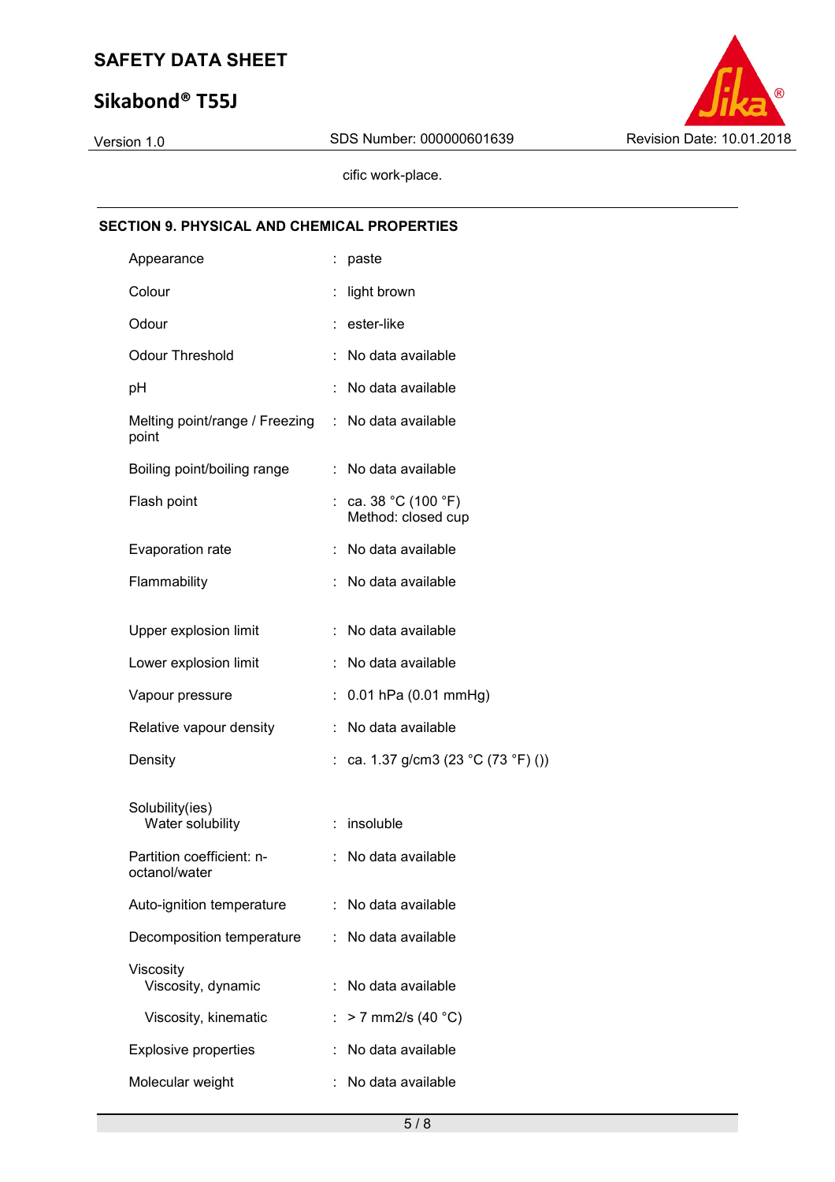cific work-place.

## SECTION 9. PHYSICAL AND CHEMICAL PROPERTIES

| Property | | Value |
|---|---|---|
| Appearance | : | paste |
| Colour | : | light brown |
| Odour | : | ester-like |
| Odour Threshold | : | No data available |
| pH | : | No data available |
| Melting point/range / Freezing point | : | No data available |
| Boiling point/boiling range | : | No data available |
| Flash point | : | ca. 38 °C (100 °F)<br>Method: closed cup |
| Evaporation rate | : | No data available |
| Flammability | : | No data available |
| Upper explosion limit | : | No data available |
| Lower explosion limit | : | No data available |
| Vapour pressure | : | 0.01 hPa (0.01 mmHg) |
| Relative vapour density | : | No data available |
| Density | : | ca. 1.37 g/cm3 (23 °C (73 °F) ()) |
| Solubility(ies)<br>Water solubility | : | insoluble |
| Partition coefficient: n-octanol/water | : | No data available |
| Auto-ignition temperature | : | No data available |
| Decomposition temperature | : | No data available |
| Viscosity<br>Viscosity, dynamic | : | No data available |
| Viscosity, kinematic | : | > 7 mm2/s (40 °C) |
| Explosive properties | : | No data available |
| Molecular weight | : | No data available |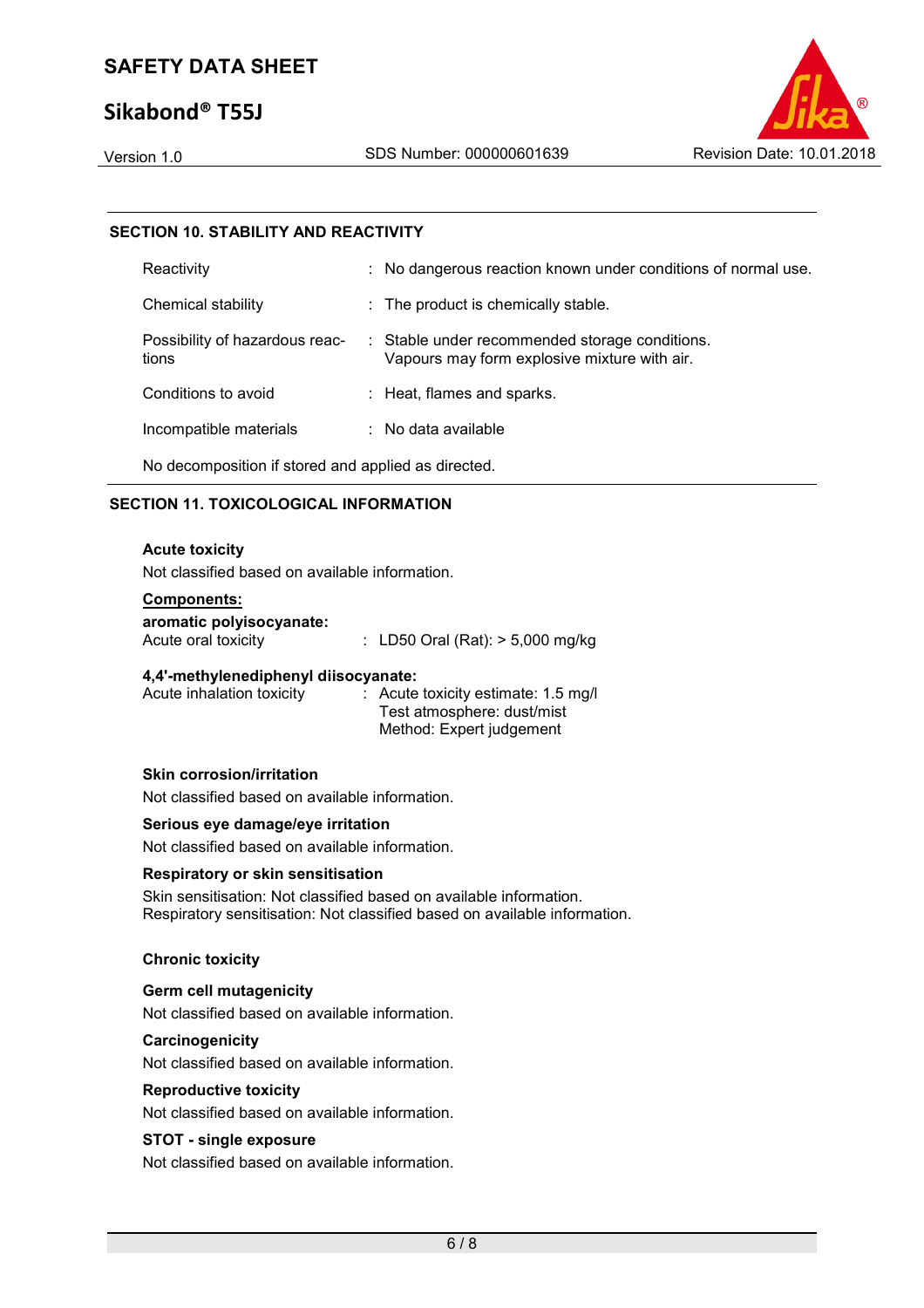## SECTION 10. STABILITY AND REACTIVITY

| | | |
|---|---|---|
| Reactivity | : | No dangerous reaction known under conditions of normal use. |
| Chemical stability | : | The product is chemically stable. |
| Possibility of hazardous reactions | : | Stable under recommended storage conditions.<br>Vapours may form explosive mixture with air. |
| Conditions to avoid | : | Heat, flames and sparks. |
| Incompatible materials | : | No data available |

No decomposition if stored and applied as directed.

## SECTION 11. TOXICOLOGICAL INFORMATION

**Acute toxicity**

Not classified based on available information.

**Components:**

**aromatic polyisocyanate:**

Acute oral toxicity : LD50 Oral (Rat): > 5,000 mg/kg

**4,4'-methylenediphenyl diisocyanate:**

Acute inhalation toxicity : Acute toxicity estimate: 1.5 mg/l
Test atmosphere: dust/mist
Method: Expert judgement

**Skin corrosion/irritation**

Not classified based on available information.

**Serious eye damage/eye irritation**

Not classified based on available information.

**Respiratory or skin sensitisation**

Skin sensitisation: Not classified based on available information.
Respiratory sensitisation: Not classified based on available information.

**Chronic toxicity**

**Germ cell mutagenicity**

Not classified based on available information.

**Carcinogenicity**

Not classified based on available information.

**Reproductive toxicity**

Not classified based on available information.

**STOT - single exposure**

Not classified based on available information.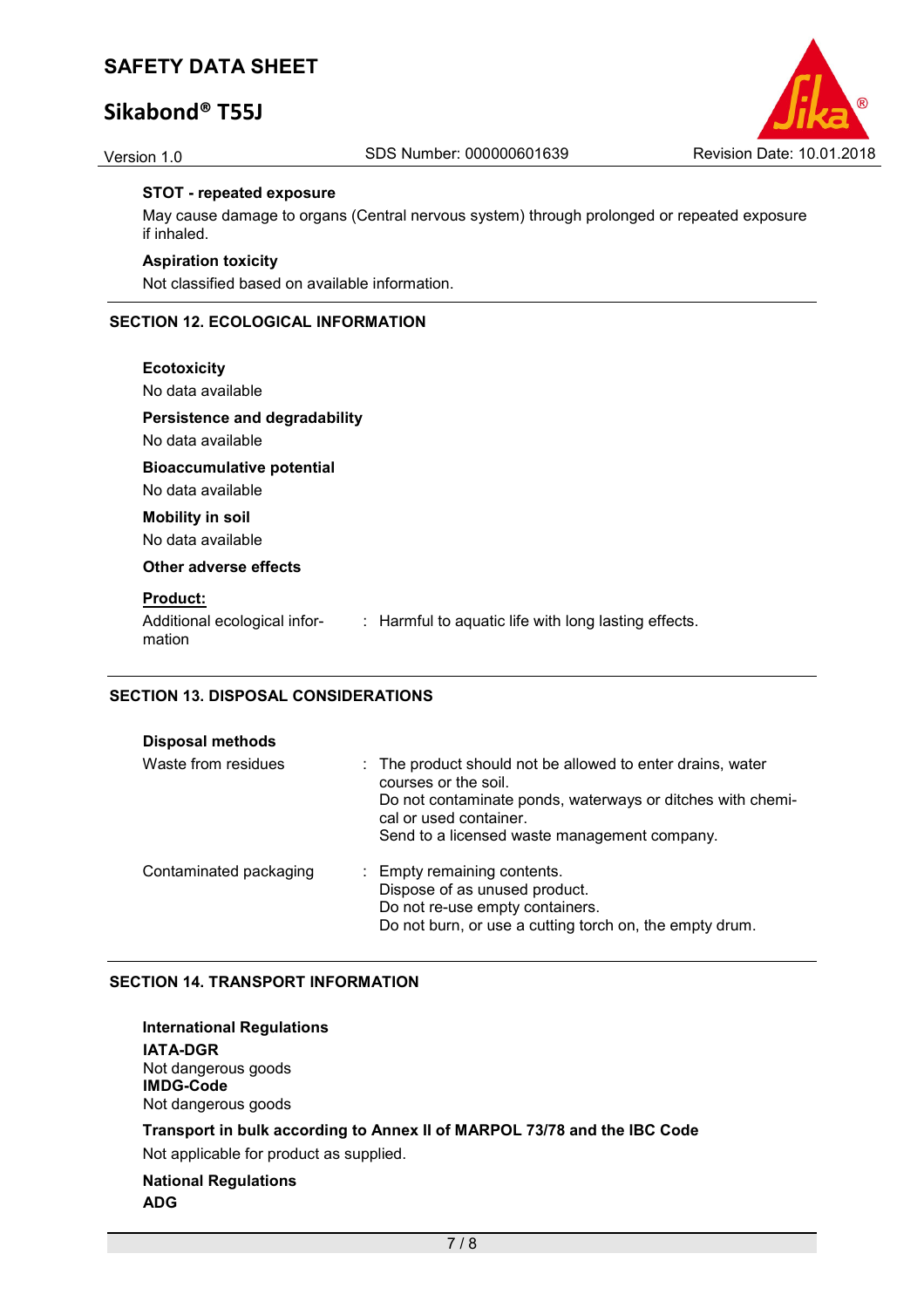**STOT - repeated exposure**

May cause damage to organs (Central nervous system) through prolonged or repeated exposure if inhaled.

**Aspiration toxicity**

Not classified based on available information.

## SECTION 12. ECOLOGICAL INFORMATION

**Ecotoxicity**

No data available

**Persistence and degradability**

No data available

**Bioaccumulative potential**

No data available

**Mobility in soil**

No data available

**Other adverse effects**

**Product:**

Additional ecological information : Harmful to aquatic life with long lasting effects.

## SECTION 13. DISPOSAL CONSIDERATIONS

**Disposal methods**

Waste from residues : The product should not be allowed to enter drains, water courses or the soil.
Do not contaminate ponds, waterways or ditches with chemical or used container.
Send to a licensed waste management company.

Contaminated packaging : Empty remaining contents.
Dispose of as unused product.
Do not re-use empty containers.
Do not burn, or use a cutting torch on, the empty drum.

## SECTION 14. TRANSPORT INFORMATION

**International Regulations**

**IATA-DGR**
Not dangerous goods
**IMDG-Code**
Not dangerous goods

**Transport in bulk according to Annex II of MARPOL 73/78 and the IBC Code**

Not applicable for product as supplied.

**National Regulations**

**ADG**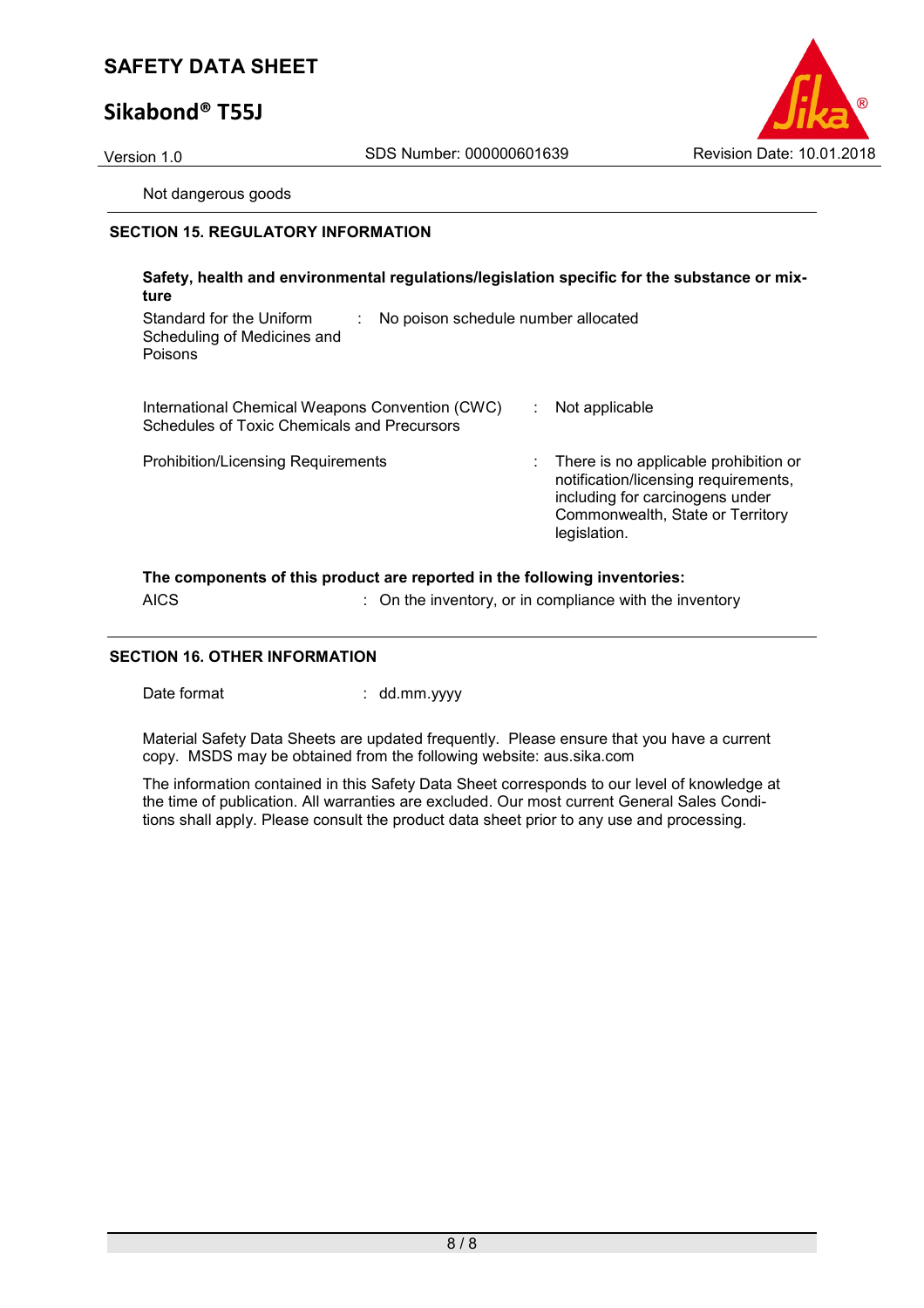Not dangerous goods

## SECTION 15. REGULATORY INFORMATION

**Safety, health and environmental regulations/legislation specific for the substance or mixture**

| | | |
|---|---|---|
| Standard for the Uniform Scheduling of Medicines and Poisons | : | No poison schedule number allocated |
| International Chemical Weapons Convention (CWC) Schedules of Toxic Chemicals and Precursors | : | Not applicable |
| Prohibition/Licensing Requirements | : | There is no applicable prohibition or notification/licensing requirements, including for carcinogens under Commonwealth, State or Territory legislation. |

**The components of this product are reported in the following inventories:**

| | | |
|---|---|---|
| AICS | : | On the inventory, or in compliance with the inventory |

## SECTION 16. OTHER INFORMATION

| | | |
|---|---|---|
| Date format | : | dd.mm.yyyy |

Material Safety Data Sheets are updated frequently. Please ensure that you have a current copy. MSDS may be obtained from the following website: aus.sika.com

The information contained in this Safety Data Sheet corresponds to our level of knowledge at the time of publication. All warranties are excluded. Our most current General Sales Conditions shall apply. Please consult the product data sheet prior to any use and processing.